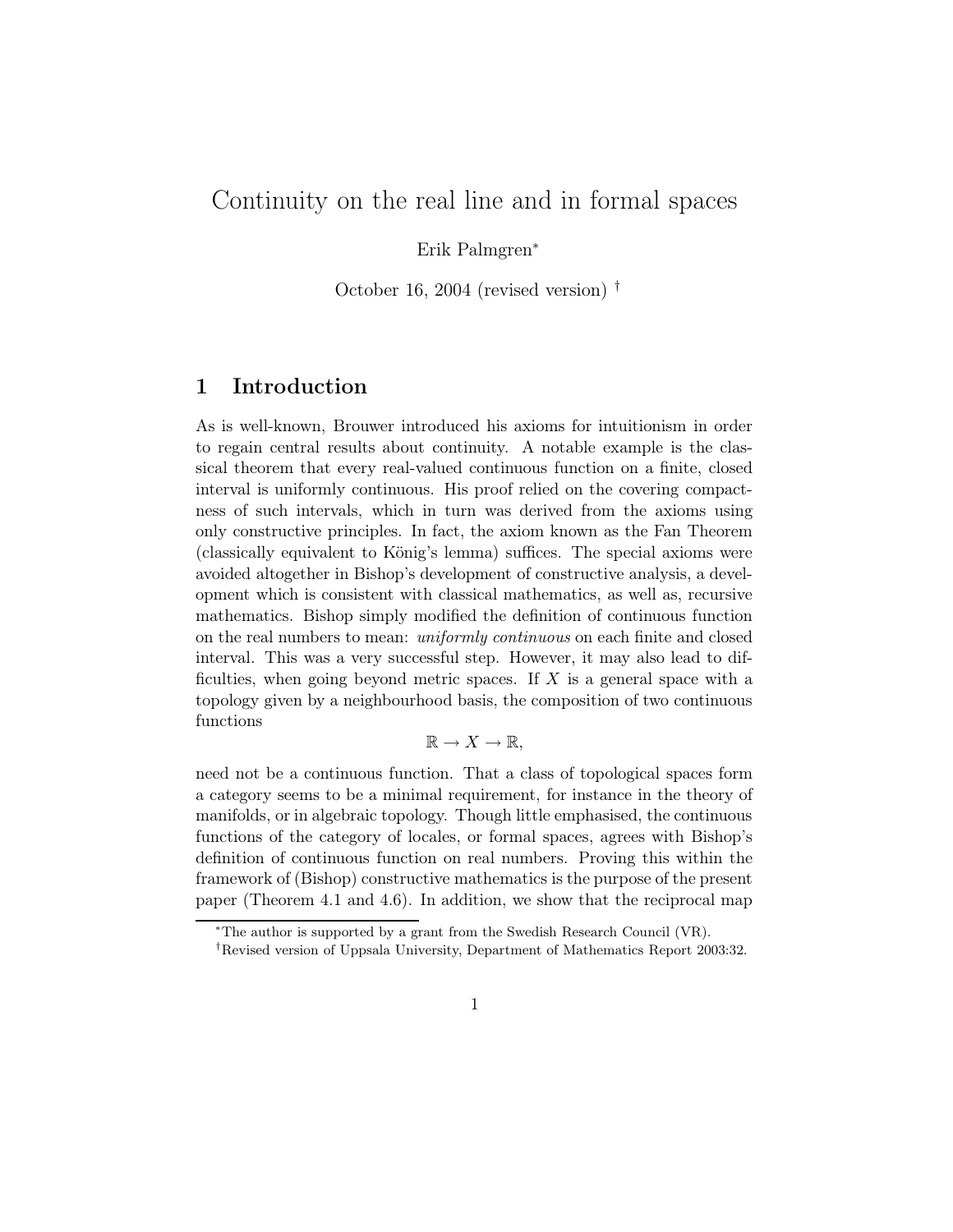# Continuity on the real line and in formal spaces

Erik Palmgren[*]

October 16, 2004 (revised version) [†]

## 1 Introduction

As is well-known, Brouwer introduced his axioms for intuitionism in order to regain central results about continuity. A notable example is the classical theorem that every real-valued continuous function on a finite, closed interval is uniformly continuous. His proof relied on the covering compactness of such intervals, which in turn was derived from the axioms using only constructive principles. In fact, the axiom known as the Fan Theorem (classically equivalent to König's lemma) suffices. The special axioms were avoided altogether in Bishop's development of constructive analysis, a development which is consistent with classical mathematics, as well as, recursive mathematics. Bishop simply modified the definition of continuous function on the real numbers to mean: *uniformly continuous* on each finite and closed interval. This was a very successful step. However, it may also lead to difficulties, when going beyond metric spaces. If $X$ is a general space with a topology given by a neighbourhood basis, the composition of two continuous functions

$$\mathbb{R} \to X \to \mathbb{R},$$

need not be a continuous function. That a class of topological spaces form a category seems to be a minimal requirement, for instance in the theory of manifolds, or in algebraic topology. Though little emphasised, the continuous functions of the category of locales, or formal spaces, agrees with Bishop's definition of continuous function on real numbers. Proving this within the framework of (Bishop) constructive mathematics is the purpose of the present paper (Theorem 4.1 and 4.6). In addition, we show that the reciprocal map

[*] The author is supported by a grant from the Swedish Research Council (VR).

[†] Revised version of Uppsala University, Department of Mathematics Report 2003:32.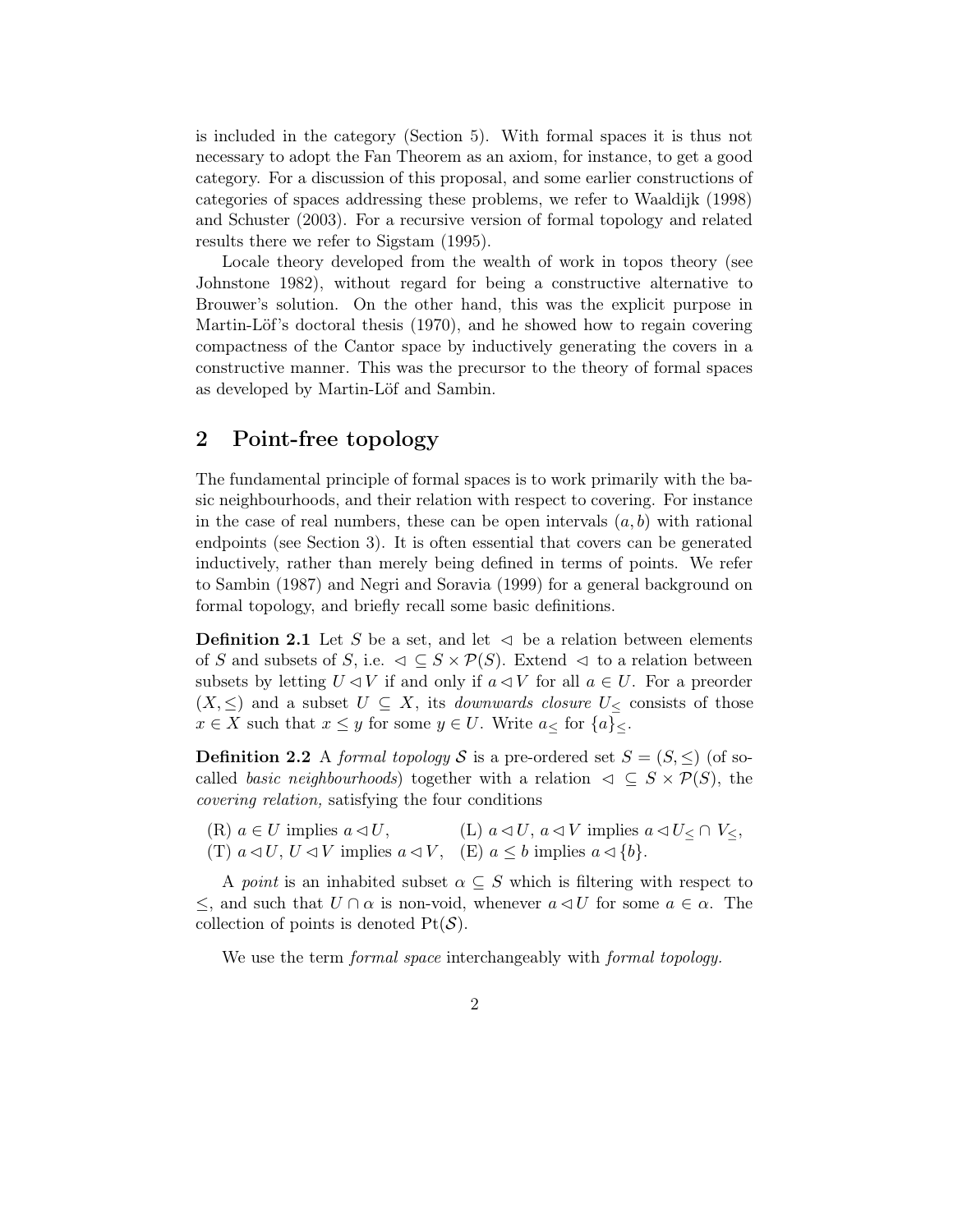is included in the category (Section 5). With formal spaces it is thus not necessary to adopt the Fan Theorem as an axiom, for instance, to get a good category. For a discussion of this proposal, and some earlier constructions of categories of spaces addressing these problems, we refer to Waaldijk (1998) and Schuster (2003). For a recursive version of formal topology and related results there we refer to Sigstam (1995).

Locale theory developed from the wealth of work in topos theory (see Johnstone 1982), without regard for being a constructive alternative to Brouwer's solution. On the other hand, this was the explicit purpose in Martin-Löf's doctoral thesis (1970), and he showed how to regain covering compactness of the Cantor space by inductively generating the covers in a constructive manner. This was the precursor to the theory of formal spaces as developed by Martin-Löf and Sambin.

## 2 Point-free topology

The fundamental principle of formal spaces is to work primarily with the basic neighbourhoods, and their relation with respect to covering. For instance in the case of real numbers, these can be open intervals $(a, b)$ with rational endpoints (see Section 3). It is often essential that covers can be generated inductively, rather than merely being defined in terms of points. We refer to Sambin (1987) and Negri and Soravia (1999) for a general background on formal topology, and briefly recall some basic definitions.

**Definition 2.1** Let $S$ be a set, and let $\lhd$ be a relation between elements of $S$ and subsets of $S$, i.e. $\lhd \subseteq S \times \mathcal{P}(S)$. Extend $\lhd$ to a relation between subsets by letting $U \lhd V$ if and only if $a \lhd V$ for all $a \in U$. For a preorder $(X, \leq)$ and a subset $U \subseteq X$, its *downwards closure* $U_{\leq}$ consists of those $x \in X$ such that $x \leq y$ for some $y \in U$. Write $a_{\leq}$ for $\{a\}_{\leq}$.

**Definition 2.2** A *formal topology* $\mathcal{S}$ is a pre-ordered set $S = (S, \leq)$ (of so-called *basic neighbourhoods*) together with a relation $\lhd \subseteq S \times \mathcal{P}(S)$, the *covering relation,* satisfying the four conditions

(R) $a \in U$ implies $a \lhd U$,  (L) $a \lhd U$, $a \lhd V$ implies $a \lhd U_{\leq} \cap V_{\leq}$,
(T) $a \lhd U$, $U \lhd V$ implies $a \lhd V$,  (E) $a \leq b$ implies $a \lhd \{b\}$.

A *point* is an inhabited subset $\alpha \subseteq S$ which is filtering with respect to $\leq$, and such that $U \cap \alpha$ is non-void, whenever $a \lhd U$ for some $a \in \alpha$. The collection of points is denoted $\mathrm{Pt}(\mathcal{S})$.

We use the term *formal space* interchangeably with *formal topology.*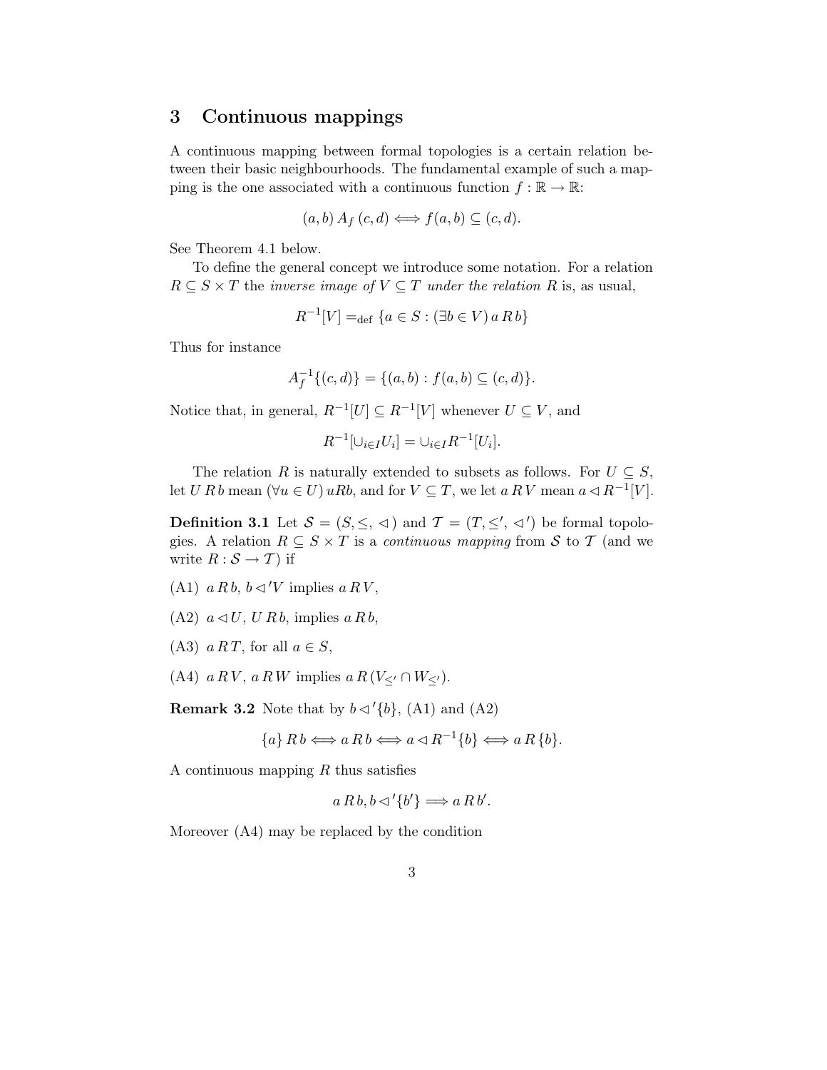## 3 Continuous mappings

A continuous mapping between formal topologies is a certain relation between their basic neighbourhoods. The fundamental example of such a mapping is the one associated with a continuous function $f : \mathbb{R} \to \mathbb{R}$:

$$(a, b)\, A_f\, (c, d) \Longleftrightarrow f(a, b) \subseteq (c, d).$$

See Theorem 4.1 below.

To define the general concept we introduce some notation. For a relation $R \subseteq S \times T$ the *inverse image of* $V \subseteq T$ *under the relation* $R$ is, as usual,

$$R^{-1}[V] =_{\text{def}} \{a \in S : (\exists b \in V)\, a\, R\, b\}$$

Thus for instance

$$A_f^{-1}\{(c, d)\} = \{(a, b) : f(a, b) \subseteq (c, d)\}.$$

Notice that, in general, $R^{-1}[U] \subseteq R^{-1}[V]$ whenever $U \subseteq V$, and

$$R^{-1}[\cup_{i \in I} U_i] = \cup_{i \in I} R^{-1}[U_i].$$

The relation $R$ is naturally extended to subsets as follows. For $U \subseteq S$, let $U\, R\, b$ mean $(\forall u \in U)\, uRb$, and for $V \subseteq T$, we let $a\, R\, V$ mean $a \lhd R^{-1}[V]$.

**Definition 3.1** Let $\mathcal{S} = (S, \leq, \lhd)$ and $\mathcal{T} = (T, \leq', \lhd')$ be formal topologies. A relation $R \subseteq S \times T$ is a *continuous mapping* from $\mathcal{S}$ to $\mathcal{T}$ (and we write $R : \mathcal{S} \to \mathcal{T}$) if

(A1) $a\, R\, b$, $b \lhd' V$ implies $a\, R\, V$,

(A2) $a \lhd U$, $U\, R\, b$, implies $a\, R\, b$,

(A3) $a\, R\, T$, for all $a \in S$,

(A4) $a\, R\, V$, $a\, R\, W$ implies $a\, R\, (V_{\leq'} \cap W_{\leq'})$.

**Remark 3.2** Note that by $b \lhd' \{b\}$, (A1) and (A2)

$$\{a\}\, R\, b \Longleftrightarrow a\, R\, b \Longleftrightarrow a \lhd R^{-1}\{b\} \Longleftrightarrow a\, R\, \{b\}.$$

A continuous mapping $R$ thus satisfies

$$a\, R\, b, b \lhd' \{b'\} \Longrightarrow a\, R\, b'.$$

Moreover (A4) may be replaced by the condition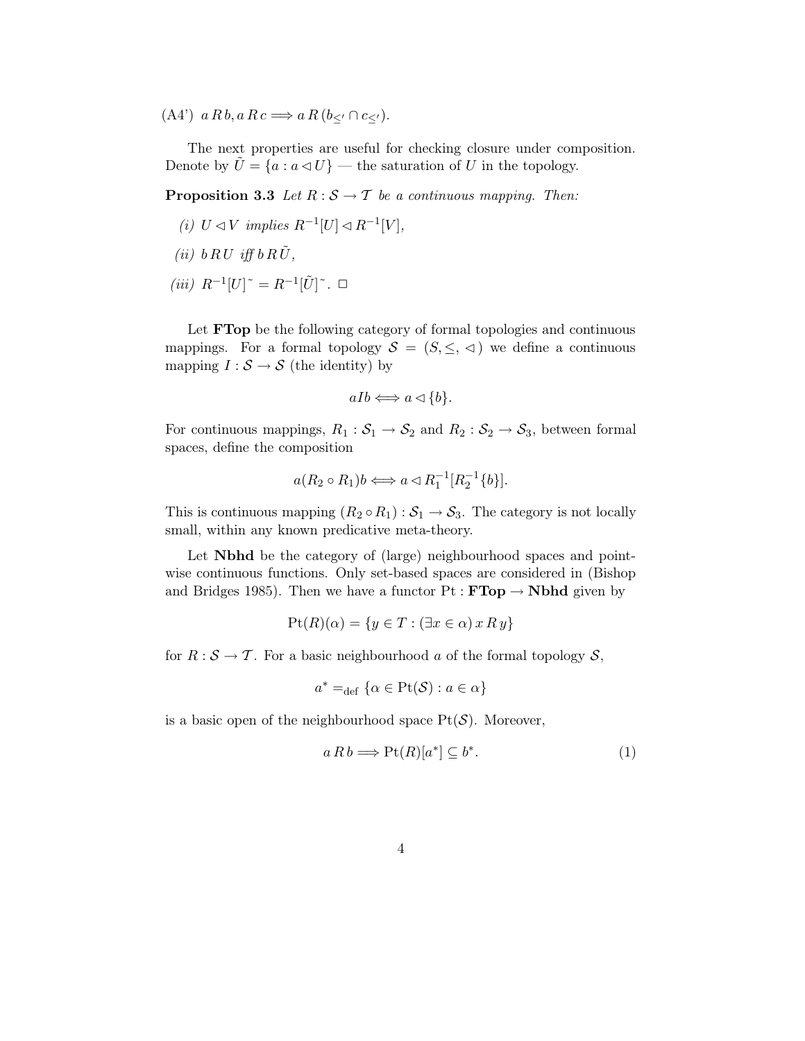(A4') $a \, R \, b, a \, R \, c \Longrightarrow a \, R \, (b_{\leq'} \cap c_{\leq'})$.

The next properties are useful for checking closure under composition. Denote by $\tilde{U} = \{a : a \lhd U\}$ — the saturation of $U$ in the topology.

**Proposition 3.3** *Let $R : \mathcal{S} \to \mathcal{T}$ be a continuous mapping. Then:*

*(i) $U \lhd V$ implies $R^{-1}[U] \lhd R^{-1}[V]$,*

*(ii) $b \, R \, U$ iff $b \, R \, \tilde{U}$,*

*(iii) $R^{-1}[U]^{\sim} = R^{-1}[\tilde{U}]^{\sim}$.* □

Let **FTop** be the following category of formal topologies and continuous mappings. For a formal topology $\mathcal{S} = (S, \leq, \lhd)$ we define a continuous mapping $I : \mathcal{S} \to \mathcal{S}$ (the identity) by

$$aIb \Longleftrightarrow a \lhd \{b\}.$$

For continuous mappings, $R_1 : \mathcal{S}_1 \to \mathcal{S}_2$ and $R_2 : \mathcal{S}_2 \to \mathcal{S}_3$, between formal spaces, define the composition

$$a(R_2 \circ R_1)b \Longleftrightarrow a \lhd R_1^{-1}[R_2^{-1}\{b\}].$$

This is continuous mapping $(R_2 \circ R_1) : \mathcal{S}_1 \to \mathcal{S}_3$. The category is not locally small, within any known predicative meta-theory.

Let **Nbhd** be the category of (large) neighbourhood spaces and point-wise continuous functions. Only set-based spaces are considered in (Bishop and Bridges 1985). Then we have a functor $\mathrm{Pt} : \mathbf{FTop} \to \mathbf{Nbhd}$ given by

$$\mathrm{Pt}(R)(\alpha) = \{y \in T : (\exists x \in \alpha) \, x \, R \, y\}$$

for $R : \mathcal{S} \to \mathcal{T}$. For a basic neighbourhood $a$ of the formal topology $\mathcal{S}$,

$$a^* =_{\mathrm{def}} \{\alpha \in \mathrm{Pt}(\mathcal{S}) : a \in \alpha\}$$

is a basic open of the neighbourhood space $\mathrm{Pt}(\mathcal{S})$. Moreover,

$$a \, R \, b \Longrightarrow \mathrm{Pt}(R)[a^*] \subseteq b^*. \tag{1}$$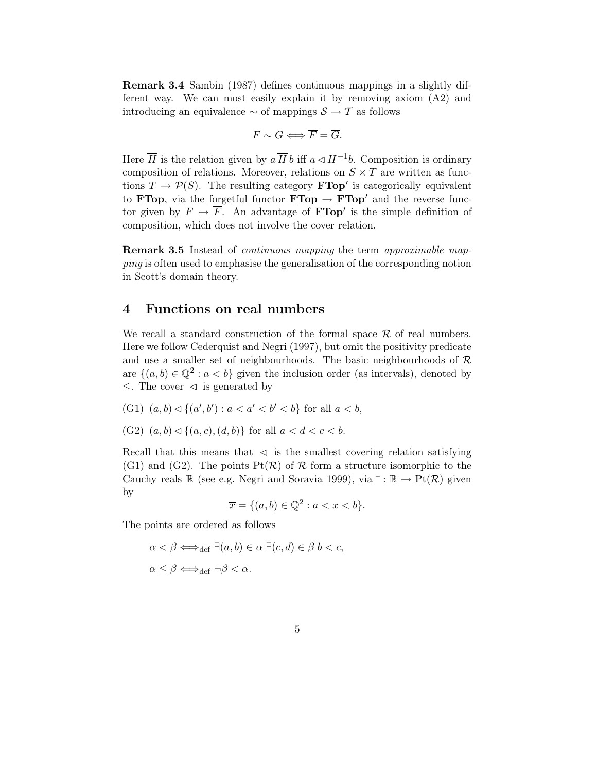**Remark 3.4** Sambin (1987) defines continuous mappings in a slightly different way. We can most easily explain it by removing axiom (A2) and introducing an equivalence $\sim$ of mappings $\mathcal{S} \to \mathcal{T}$ as follows

$$F \sim G \Longleftrightarrow \overline{F} = \overline{G}.$$

Here $\overline{H}$ is the relation given by $a\,\overline{H}\,b$ iff $a \lhd H^{-1}b$. Composition is ordinary composition of relations. Moreover, relations on $S \times T$ are written as functions $T \to \mathcal{P}(S)$. The resulting category $\mathbf{FTop'}$ is categorically equivalent to $\mathbf{FTop}$, via the forgetful functor $\mathbf{FTop} \to \mathbf{FTop'}$ and the reverse functor given by $F \mapsto \overline{F}$. An advantage of $\mathbf{FTop'}$ is the simple definition of composition, which does not involve the cover relation.

**Remark 3.5** Instead of *continuous mapping* the term *approximable mapping* is often used to emphasise the generalisation of the corresponding notion in Scott's domain theory.

## 4 Functions on real numbers

We recall a standard construction of the formal space $\mathcal{R}$ of real numbers. Here we follow Cederquist and Negri (1997), but omit the positivity predicate and use a smaller set of neighbourhoods. The basic neighbourhoods of $\mathcal{R}$ are $\{(a,b) \in \mathbb{Q}^2 : a < b\}$ given the inclusion order (as intervals), denoted by $\leq$. The cover $\lhd$ is generated by

(G1) $(a,b) \lhd \{(a',b') : a < a' < b' < b\}$ for all $a < b$,

(G2) $(a,b) \lhd \{(a,c),(d,b)\}$ for all $a < d < c < b$.

Recall that this means that $\lhd$ is the smallest covering relation satisfying (G1) and (G2). The points $\mathrm{Pt}(\mathcal{R})$ of $\mathcal{R}$ form a structure isomorphic to the Cauchy reals $\mathbb{R}$ (see e.g. Negri and Soravia 1999), via $^{-} : \mathbb{R} \to \mathrm{Pt}(\mathcal{R})$ given by

$$\overline{x} = \{(a,b) \in \mathbb{Q}^2 : a < x < b\}.$$

The points are ordered as follows

$$\alpha < \beta \Longleftrightarrow_{\mathrm{def}} \exists (a,b) \in \alpha\ \exists (c,d) \in \beta\ b < c,$$

$$\alpha \leq \beta \Longleftrightarrow_{\mathrm{def}} \neg \beta < \alpha.$$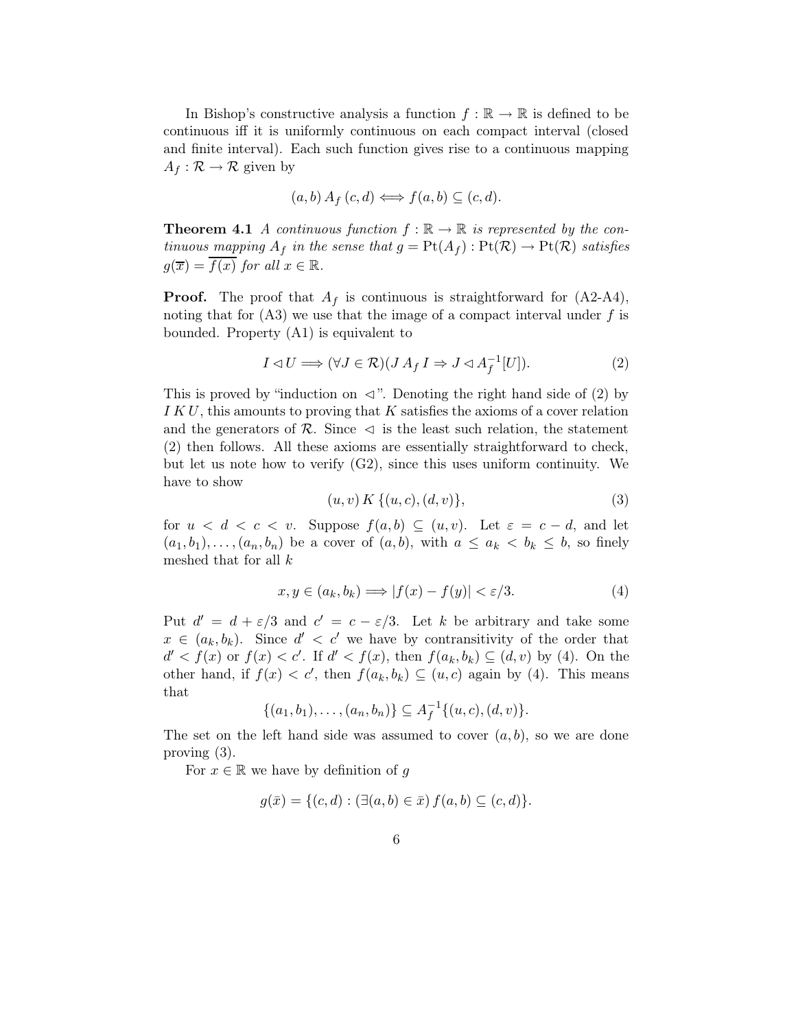In Bishop's constructive analysis a function $f : \mathbb{R} \to \mathbb{R}$ is defined to be continuous iff it is uniformly continuous on each compact interval (closed and finite interval). Each such function gives rise to a continuous mapping $A_f : \mathcal{R} \to \mathcal{R}$ given by

$$(a, b) \, A_f \, (c, d) \iff f(a, b) \subseteq (c, d).$$

**Theorem 4.1** *A continuous function $f : \mathbb{R} \to \mathbb{R}$ is represented by the continuous mapping $A_f$ in the sense that $g = \mathrm{Pt}(A_f) : \mathrm{Pt}(\mathcal{R}) \to \mathrm{Pt}(\mathcal{R})$ satisfies $g(\overline{x}) = \overline{f(x)}$ for all $x \in \mathbb{R}$.*

**Proof.** The proof that $A_f$ is continuous is straightforward for (A2-A4), noting that for (A3) we use that the image of a compact interval under $f$ is bounded. Property (A1) is equivalent to

$$I \lhd U \Longrightarrow (\forall J \in \mathcal{R})(J \, A_f \, I \Rightarrow J \lhd A_f^{-1}[U]). \tag{2}$$

This is proved by "induction on $\lhd$". Denoting the right hand side of (2) by $I \, K \, U$, this amounts to proving that $K$ satisfies the axioms of a cover relation and the generators of $\mathcal{R}$. Since $\lhd$ is the least such relation, the statement (2) then follows. All these axioms are essentially straightforward to check, but let us note how to verify (G2), since this uses uniform continuity. We have to show

$$(u, v) \, K \, \{(u, c), (d, v)\}, \tag{3}$$

for $u < d < c < v$. Suppose $f(a, b) \subseteq (u, v)$. Let $\varepsilon = c - d$, and let $(a_1, b_1), \ldots, (a_n, b_n)$ be a cover of $(a, b)$, with $a \leq a_k < b_k \leq b$, so finely meshed that for all $k$

$$x, y \in (a_k, b_k) \Longrightarrow |f(x) - f(y)| < \varepsilon/3. \tag{4}$$

Put $d' = d + \varepsilon/3$ and $c' = c - \varepsilon/3$. Let $k$ be arbitrary and take some $x \in (a_k, b_k)$. Since $d' < c'$ we have by contransitivity of the order that $d' < f(x)$ or $f(x) < c'$. If $d' < f(x)$, then $f(a_k, b_k) \subseteq (d, v)$ by (4). On the other hand, if $f(x) < c'$, then $f(a_k, b_k) \subseteq (u, c)$ again by (4). This means that

$$\{(a_1, b_1), \ldots, (a_n, b_n)\} \subseteq A_f^{-1}\{(u, c), (d, v)\}.$$

The set on the left hand side was assumed to cover $(a, b)$, so we are done proving (3).

For $x \in \mathbb{R}$ we have by definition of $g$

$$g(\bar{x}) = \{(c, d) : (\exists (a, b) \in \bar{x}) \, f(a, b) \subseteq (c, d)\}.$$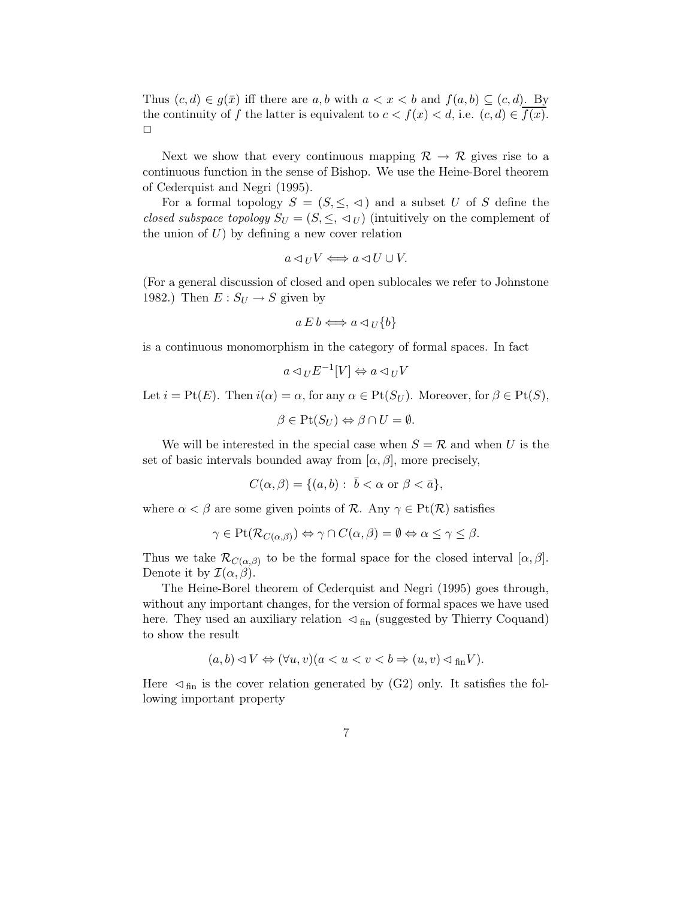Thus $(c,d) \in g(\bar{x})$ iff there are $a, b$ with $a < x < b$ and $f(a,b) \subseteq (c,d)$. By the continuity of $f$ the latter is equivalent to $c < f(x) < d$, i.e. $(c,d) \in \overline{f(x)}$. $\Box$

Next we show that every continuous mapping $\mathcal{R} \to \mathcal{R}$ gives rise to a continuous function in the sense of Bishop. We use the Heine-Borel theorem of Cederquist and Negri (1995).

For a formal topology $S = (S, \leq, \lhd)$ and a subset $U$ of $S$ define the *closed subspace topology* $S_U = (S, \leq, \lhd_U)$ (intuitively on the complement of the union of $U$) by defining a new cover relation

$$a \lhd_U V \Longleftrightarrow a \lhd U \cup V.$$

(For a general discussion of closed and open sublocales we refer to Johnstone 1982.) Then $E : S_U \to S$ given by

$$a \, E \, b \Longleftrightarrow a \lhd_U \{b\}$$

is a continuous monomorphism in the category of formal spaces. In fact

$$a \lhd_U E^{-1}[V] \Leftrightarrow a \lhd_U V$$

Let $i = \mathrm{Pt}(E)$. Then $i(\alpha) = \alpha$, for any $\alpha \in \mathrm{Pt}(S_U)$. Moreover, for $\beta \in \mathrm{Pt}(S)$,

$$\beta \in \mathrm{Pt}(S_U) \Leftrightarrow \beta \cap U = \emptyset.$$

We will be interested in the special case when $S = \mathcal{R}$ and when $U$ is the set of basic intervals bounded away from $[\alpha, \beta]$, more precisely,

$$C(\alpha, \beta) = \{(a,b) : \; \bar{b} < \alpha \text{ or } \beta < \bar{a}\},$$

where $\alpha < \beta$ are some given points of $\mathcal{R}$. Any $\gamma \in \mathrm{Pt}(\mathcal{R})$ satisfies

$$\gamma \in \mathrm{Pt}(\mathcal{R}_{C(\alpha,\beta)}) \Leftrightarrow \gamma \cap C(\alpha,\beta) = \emptyset \Leftrightarrow \alpha \leq \gamma \leq \beta.$$

Thus we take $\mathcal{R}_{C(\alpha,\beta)}$ to be the formal space for the closed interval $[\alpha, \beta]$. Denote it by $\mathcal{I}(\alpha, \beta)$.

The Heine-Borel theorem of Cederquist and Negri (1995) goes through, without any important changes, for the version of formal spaces we have used here. They used an auxiliary relation $\lhd_{\text{fin}}$ (suggested by Thierry Coquand) to show the result

$$(a,b) \lhd V \Leftrightarrow (\forall u, v)(a < u < v < b \Rightarrow (u,v) \lhd_{\text{fin}} V).$$

Here $\lhd_{\text{fin}}$ is the cover relation generated by (G2) only. It satisfies the following important property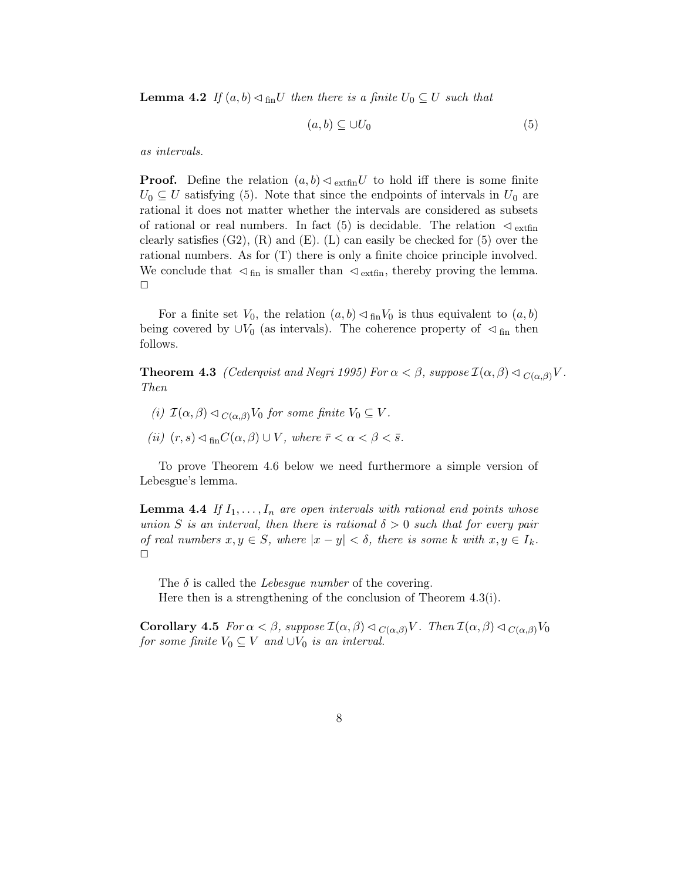**Lemma 4.2** *If $(a, b) \lhd_{\text{fin}} U$ then there is a finite $U_0 \subseteq U$ such that*

$$(a, b) \subseteq \cup U_0 \tag{5}$$

*as intervals.*

**Proof.** Define the relation $(a, b) \lhd_{\text{extfin}} U$ to hold iff there is some finite $U_0 \subseteq U$ satisfying (5). Note that since the endpoints of intervals in $U_0$ are rational it does not matter whether the intervals are considered as subsets of rational or real numbers. In fact (5) is decidable. The relation $\lhd_{\text{extfin}}$ clearly satisfies (G2), (R) and (E). (L) can easily be checked for (5) over the rational numbers. As for (T) there is only a finite choice principle involved. We conclude that $\lhd_{\text{fin}}$ is smaller than $\lhd_{\text{extfin}}$, thereby proving the lemma. $\Box$

For a finite set $V_0$, the relation $(a, b) \lhd_{\text{fin}} V_0$ is thus equivalent to $(a, b)$ being covered by $\cup V_0$ (as intervals). The coherence property of $\lhd_{\text{fin}}$ then follows.

**Theorem 4.3** *(Cederqvist and Negri 1995) For $\alpha < \beta$, suppose $\mathcal{I}(\alpha, \beta) \lhd_{C(\alpha,\beta)} V$. Then*

*(i) $\mathcal{I}(\alpha, \beta) \lhd_{C(\alpha,\beta)} V_0$ for some finite $V_0 \subseteq V$.*

*(ii) $(r, s) \lhd_{\text{fin}} C(\alpha, \beta) \cup V$, where $\bar{r} < \alpha < \beta < \bar{s}$.*

To prove Theorem 4.6 below we need furthermore a simple version of Lebesgue's lemma.

**Lemma 4.4** *If $I_1, \ldots, I_n$ are open intervals with rational end points whose union $S$ is an interval, then there is rational $\delta > 0$ such that for every pair of real numbers $x, y \in S$, where $|x - y| < \delta$, there is some $k$ with $x, y \in I_k$.* $\Box$

The $\delta$ is called the *Lebesgue number* of the covering.

Here then is a strengthening of the conclusion of Theorem 4.3(i).

**Corollary 4.5** *For $\alpha < \beta$, suppose $\mathcal{I}(\alpha, \beta) \lhd_{C(\alpha,\beta)} V$. Then $\mathcal{I}(\alpha, \beta) \lhd_{C(\alpha,\beta)} V_0$ for some finite $V_0 \subseteq V$ and $\cup V_0$ is an interval.*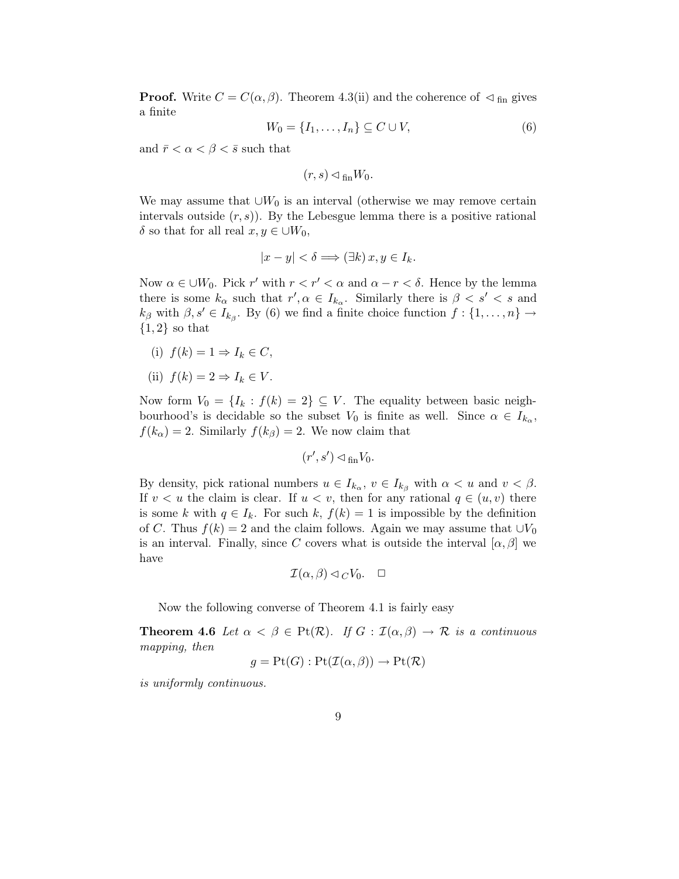**Proof.** Write $C = C(\alpha, \beta)$. Theorem 4.3(ii) and the coherence of $\lhd_{\text{fin}}$ gives a finite

$$W_0 = \{I_1, \ldots, I_n\} \subseteq C \cup V, \tag{6}$$

and $\bar{r} < \alpha < \beta < \bar{s}$ such that

$$(r, s) \lhd_{\text{fin}} W_0.$$

We may assume that $\cup W_0$ is an interval (otherwise we may remove certain intervals outside $(r, s)$). By the Lebesgue lemma there is a positive rational $\delta$ so that for all real $x, y \in \cup W_0$,

$$|x - y| < \delta \Longrightarrow (\exists k)\, x, y \in I_k.$$

Now $\alpha \in \cup W_0$. Pick $r'$ with $r < r' < \alpha$ and $\alpha - r < \delta$. Hence by the lemma there is some $k_\alpha$ such that $r', \alpha \in I_{k_\alpha}$. Similarly there is $\beta < s' < s$ and $k_\beta$ with $\beta, s' \in I_{k_\beta}$. By (6) we find a finite choice function $f : \{1, \ldots, n\} \to \{1, 2\}$ so that

(i) $f(k) = 1 \Rightarrow I_k \in C$,

(ii) $f(k) = 2 \Rightarrow I_k \in V$.

Now form $V_0 = \{I_k : f(k) = 2\} \subseteq V$. The equality between basic neighbourhood's is decidable so the subset $V_0$ is finite as well. Since $\alpha \in I_{k_\alpha}$, $f(k_\alpha) = 2$. Similarly $f(k_\beta) = 2$. We now claim that

$$(r', s') \lhd_{\text{fin}} V_0.$$

By density, pick rational numbers $u \in I_{k_\alpha}$, $v \in I_{k_\beta}$ with $\alpha < u$ and $v < \beta$. If $v < u$ the claim is clear. If $u < v$, then for any rational $q \in (u, v)$ there is some $k$ with $q \in I_k$. For such $k$, $f(k) = 1$ is impossible by the definition of $C$. Thus $f(k) = 2$ and the claim follows. Again we may assume that $\cup V_0$ is an interval. Finally, since $C$ covers what is outside the interval $[\alpha, \beta]$ we have

$$\mathcal{I}(\alpha, \beta) \lhd_C V_0. \quad \square$$

Now the following converse of Theorem 4.1 is fairly easy

**Theorem 4.6** *Let $\alpha < \beta \in \mathrm{Pt}(\mathcal{R})$. If $G : \mathcal{I}(\alpha, \beta) \to \mathcal{R}$ is a continuous mapping, then*

$$g = \mathrm{Pt}(G) : \mathrm{Pt}(\mathcal{I}(\alpha, \beta)) \to \mathrm{Pt}(\mathcal{R})$$

*is uniformly continuous.*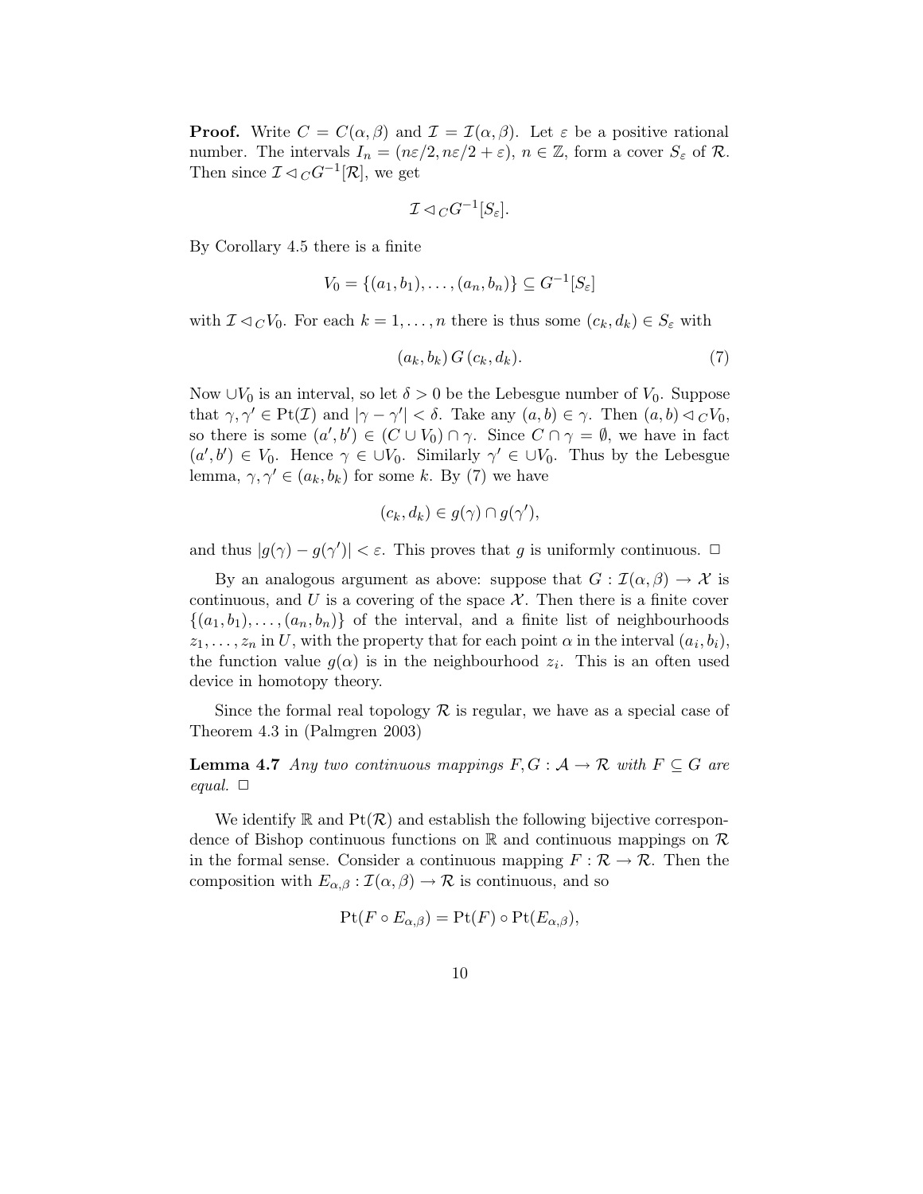**Proof.** Write $C = C(\alpha, \beta)$ and $\mathcal{I} = \mathcal{I}(\alpha, \beta)$. Let $\varepsilon$ be a positive rational number. The intervals $I_n = (n\varepsilon/2, n\varepsilon/2 + \varepsilon)$, $n \in \mathbb{Z}$, form a cover $S_\varepsilon$ of $\mathcal{R}$. Then since $\mathcal{I} \lhd_C G^{-1}[\mathcal{R}]$, we get

$$\mathcal{I} \lhd_C G^{-1}[S_\varepsilon].$$

By Corollary 4.5 there is a finite

$$V_0 = \{(a_1, b_1), \ldots, (a_n, b_n)\} \subseteq G^{-1}[S_\varepsilon]$$

with $\mathcal{I} \lhd_C V_0$. For each $k = 1, \ldots, n$ there is thus some $(c_k, d_k) \in S_\varepsilon$ with

$$(a_k, b_k)\, G\, (c_k, d_k). \tag{7}$$

Now $\cup V_0$ is an interval, so let $\delta > 0$ be the Lebesgue number of $V_0$. Suppose that $\gamma, \gamma' \in \mathrm{Pt}(\mathcal{I})$ and $|\gamma - \gamma'| < \delta$. Take any $(a, b) \in \gamma$. Then $(a, b) \lhd_C V_0$, so there is some $(a', b') \in (C \cup V_0) \cap \gamma$. Since $C \cap \gamma = \emptyset$, we have in fact $(a', b') \in V_0$. Hence $\gamma \in \cup V_0$. Similarly $\gamma' \in \cup V_0$. Thus by the Lebesgue lemma, $\gamma, \gamma' \in (a_k, b_k)$ for some $k$. By (7) we have

$$(c_k, d_k) \in g(\gamma) \cap g(\gamma'),$$

and thus $|g(\gamma) - g(\gamma')| < \varepsilon$. This proves that $g$ is uniformly continuous. $\square$

By an analogous argument as above: suppose that $G : \mathcal{I}(\alpha, \beta) \to \mathcal{X}$ is continuous, and $U$ is a covering of the space $\mathcal{X}$. Then there is a finite cover $\{(a_1, b_1), \ldots, (a_n, b_n)\}$ of the interval, and a finite list of neighbourhoods $z_1, \ldots, z_n$ in $U$, with the property that for each point $\alpha$ in the interval $(a_i, b_i)$, the function value $g(\alpha)$ is in the neighbourhood $z_i$. This is an often used device in homotopy theory.

Since the formal real topology $\mathcal{R}$ is regular, we have as a special case of Theorem 4.3 in (Palmgren 2003)

**Lemma 4.7** *Any two continuous mappings $F, G : \mathcal{A} \to \mathcal{R}$ with $F \subseteq G$ are equal.* $\square$

We identify $\mathbb{R}$ and $\mathrm{Pt}(\mathcal{R})$ and establish the following bijective correspondence of Bishop continuous functions on $\mathbb{R}$ and continuous mappings on $\mathcal{R}$ in the formal sense. Consider a continuous mapping $F : \mathcal{R} \to \mathcal{R}$. Then the composition with $E_{\alpha,\beta} : \mathcal{I}(\alpha, \beta) \to \mathcal{R}$ is continuous, and so

$$\mathrm{Pt}(F \circ E_{\alpha,\beta}) = \mathrm{Pt}(F) \circ \mathrm{Pt}(E_{\alpha,\beta}),$$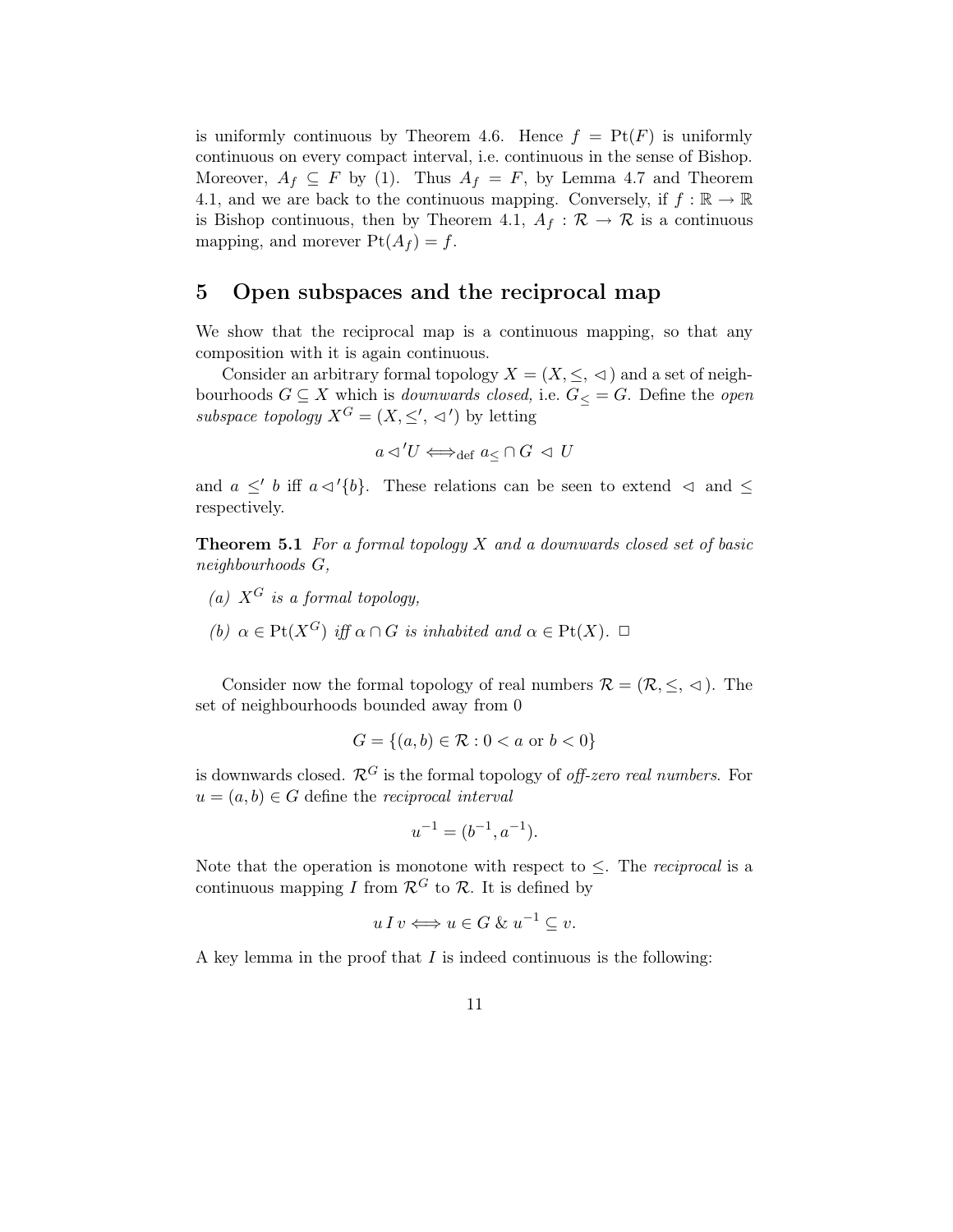is uniformly continuous by Theorem 4.6. Hence $f = \mathrm{Pt}(F)$ is uniformly continuous on every compact interval, i.e. continuous in the sense of Bishop. Moreover, $A_f \subseteq F$ by (1). Thus $A_f = F$, by Lemma 4.7 and Theorem 4.1, and we are back to the continuous mapping. Conversely, if $f : \mathbb{R} \to \mathbb{R}$ is Bishop continuous, then by Theorem 4.1, $A_f : \mathcal{R} \to \mathcal{R}$ is a continuous mapping, and morever $\mathrm{Pt}(A_f) = f$.

## 5 Open subspaces and the reciprocal map

We show that the reciprocal map is a continuous mapping, so that any composition with it is again continuous.

Consider an arbitrary formal topology $X = (X, \leq, \lhd)$ and a set of neighbourhoods $G \subseteq X$ which is *downwards closed,* i.e. $G_{\leq} = G$. Define the *open subspace topology* $X^G = (X, \leq', \lhd')$ by letting

$$a \lhd' U \Longleftrightarrow_{\text{def}} a_{\leq} \cap G \lhd U$$

and $a \leq' b$ iff $a \lhd' \{b\}$. These relations can be seen to extend $\lhd$ and $\leq$ respectively.

**Theorem 5.1** *For a formal topology $X$ and a downwards closed set of basic neighbourhoods $G$,*

*(a) $X^G$ is a formal topology,*

*(b) $\alpha \in \mathrm{Pt}(X^G)$ iff $\alpha \cap G$ is inhabited and $\alpha \in \mathrm{Pt}(X)$.* $\Box$

Consider now the formal topology of real numbers $\mathcal{R} = (\mathcal{R}, \leq, \lhd)$. The set of neighbourhoods bounded away from 0

$$G = \{(a, b) \in \mathcal{R} : 0 < a \text{ or } b < 0\}$$

is downwards closed. $\mathcal{R}^G$ is the formal topology of *off-zero real numbers*. For $u = (a, b) \in G$ define the *reciprocal interval*

$$u^{-1} = (b^{-1}, a^{-1}).$$

Note that the operation is monotone with respect to $\leq$. The *reciprocal* is a continuous mapping $I$ from $\mathcal{R}^G$ to $\mathcal{R}$. It is defined by

$$u \, I \, v \Longleftrightarrow u \in G \ \& \ u^{-1} \subseteq v.$$

A key lemma in the proof that $I$ is indeed continuous is the following: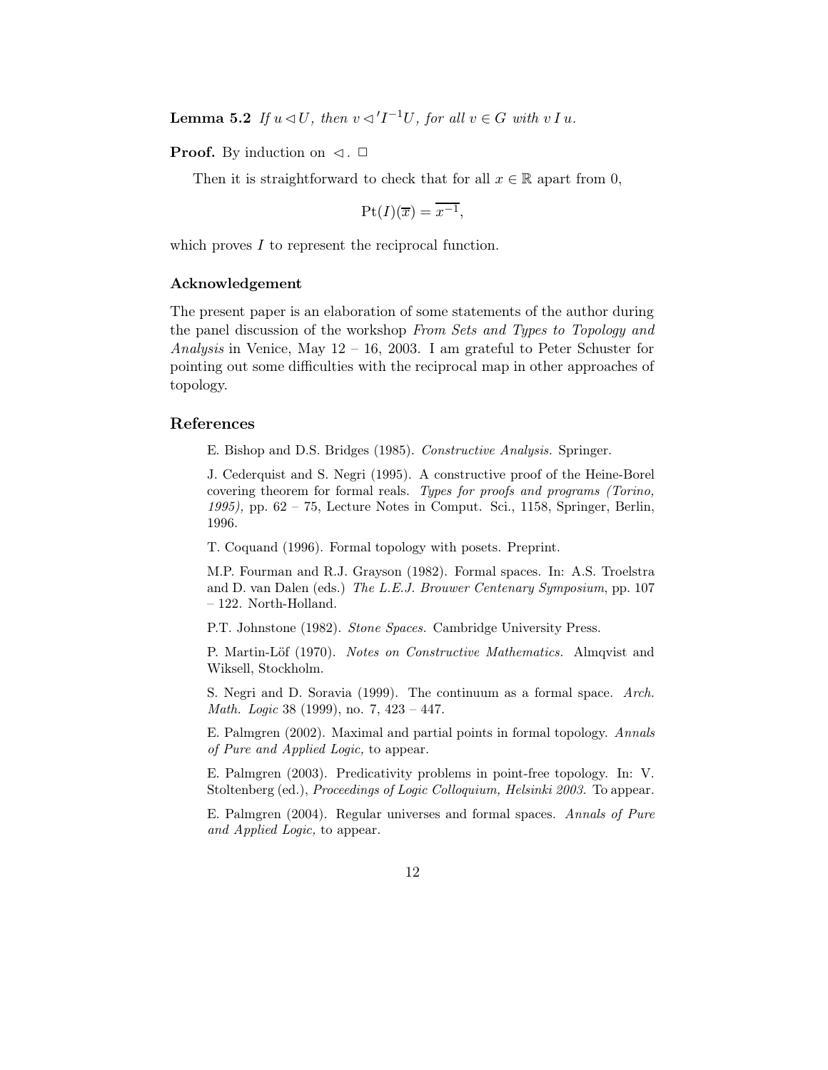**Lemma 5.2** *If $u \lhd U$, then $v \lhd' I^{-1}U$, for all $v \in G$ with $v \, I \, u$.*

**Proof.** By induction on $\lhd$. $\Box$

Then it is straightforward to check that for all $x \in \mathbb{R}$ apart from 0,

$$\mathrm{Pt}(I)(\overline{x}) = \overline{x^{-1}},$$

which proves $I$ to represent the reciprocal function.

### Acknowledgement

The present paper is an elaboration of some statements of the author during the panel discussion of the workshop *From Sets and Types to Topology and Analysis* in Venice, May 12 – 16, 2003. I am grateful to Peter Schuster for pointing out some difficulties with the reciprocal map in other approaches of topology.

### References

E. Bishop and D.S. Bridges (1985). *Constructive Analysis.* Springer.

J. Cederquist and S. Negri (1995). A constructive proof of the Heine-Borel covering theorem for formal reals. *Types for proofs and programs (Torino, 1995),* pp. 62 – 75, Lecture Notes in Comput. Sci., 1158, Springer, Berlin, 1996.

T. Coquand (1996). Formal topology with posets. Preprint.

M.P. Fourman and R.J. Grayson (1982). Formal spaces. In: A.S. Troelstra and D. van Dalen (eds.) *The L.E.J. Brouwer Centenary Symposium*, pp. 107 – 122. North-Holland.

P.T. Johnstone (1982). *Stone Spaces.* Cambridge University Press.

P. Martin-Löf (1970). *Notes on Constructive Mathematics.* Almqvist and Wiksell, Stockholm.

S. Negri and D. Soravia (1999). The continuum as a formal space. *Arch. Math. Logic* 38 (1999), no. 7, 423 – 447.

E. Palmgren (2002). Maximal and partial points in formal topology. *Annals of Pure and Applied Logic,* to appear.

E. Palmgren (2003). Predicativity problems in point-free topology. In: V. Stoltenberg (ed.), *Proceedings of Logic Colloquium, Helsinki 2003.* To appear.

E. Palmgren (2004). Regular universes and formal spaces. *Annals of Pure and Applied Logic,* to appear.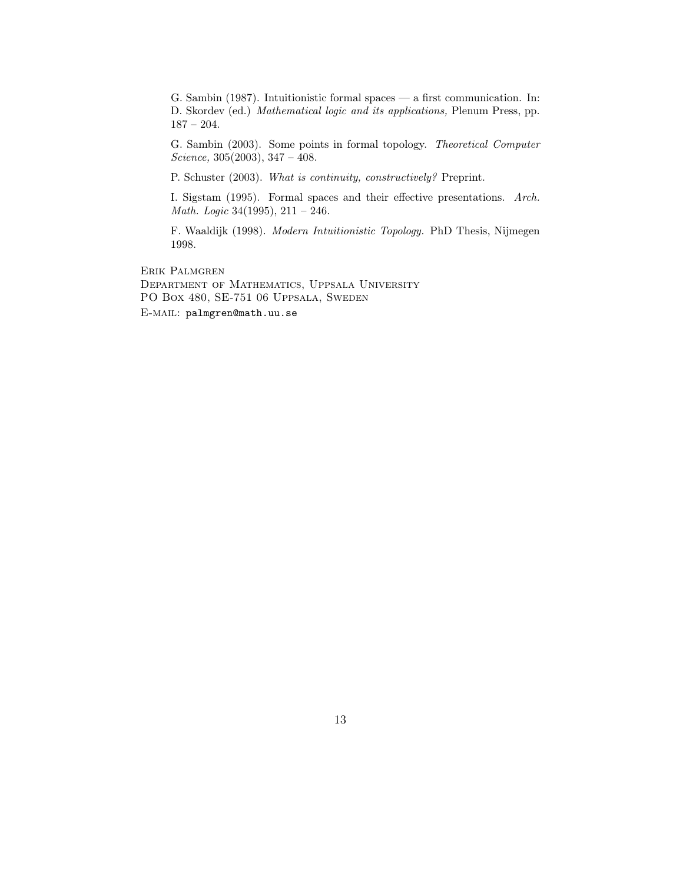G. Sambin (1987). Intuitionistic formal spaces — a first communication. In: D. Skordev (ed.) *Mathematical logic and its applications,* Plenum Press, pp. 187 – 204.

G. Sambin (2003). Some points in formal topology. *Theoretical Computer Science,* 305(2003), 347 – 408.

P. Schuster (2003). *What is continuity, constructively?* Preprint.

I. Sigstam (1995). Formal spaces and their effective presentations. *Arch. Math. Logic* 34(1995), 211 – 246.

F. Waaldijk (1998). *Modern Intuitionistic Topology.* PhD Thesis, Nijmegen 1998.

Erik Palmgren
Department of Mathematics, Uppsala University
PO Box 480, SE-751 06 Uppsala, Sweden
E-mail: `palmgren@math.uu.se`